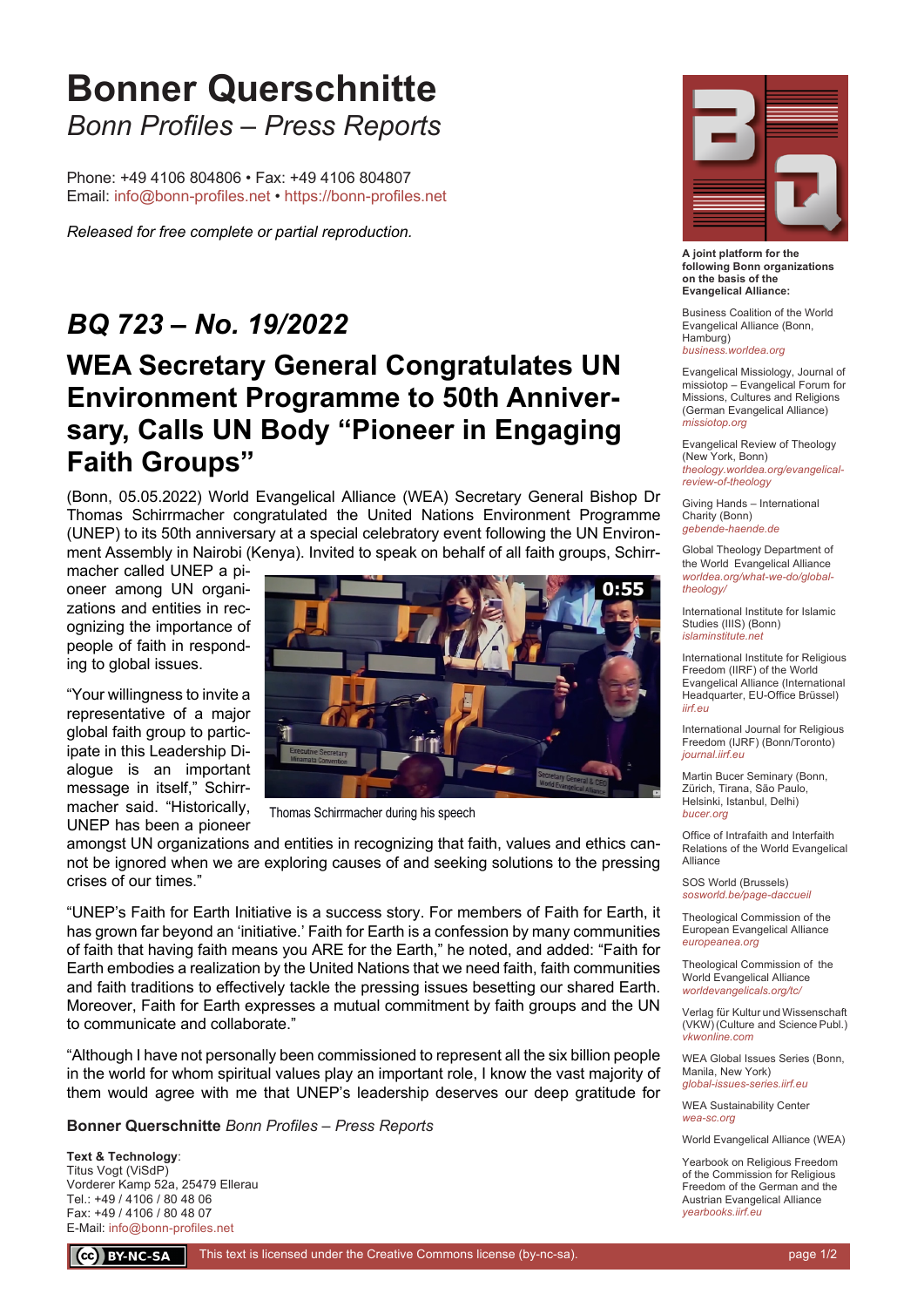# Bonner Querschnitte

*Bonn Profiles – Press Reports*

Phone: +49 4106 804806 • Fax: +49 4106 804807
Email: info@bonn-profiles.net • https://bonn-profiles.net

*Released for free complete or partial reproduction.*

## *BQ 723 – No. 19/2022*

## WEA Secretary General Congratulates UN Environment Programme to 50th Anniversary, Calls UN Body "Pioneer in Engaging Faith Groups"

(Bonn, 05.05.2022) World Evangelical Alliance (WEA) Secretary General Bishop Dr Thomas Schirrmacher congratulated the United Nations Environment Programme (UNEP) to its 50th anniversary at a special celebratory event following the UN Environment Assembly in Nairobi (Kenya). Invited to speak on behalf of all faith groups, Schirrmacher called UNEP a pioneer among UN organizations and entities in recognizing the importance of people of faith in responding to global issues.

Thomas Schirrmacher during his speech

"Your willingness to invite a representative of a major global faith group to participate in this Leadership Dialogue is an important message in itself," Schirrmacher said. "Historically, UNEP has been a pioneer amongst UN organizations and entities in recognizing that faith, values and ethics cannot be ignored when we are exploring causes of and seeking solutions to the pressing crises of our times."

"UNEP's Faith for Earth Initiative is a success story. For members of Faith for Earth, it has grown far beyond an 'initiative.' Faith for Earth is a confession by many communities of faith that having faith means you ARE for the Earth," he noted, and added: "Faith for Earth embodies a realization by the United Nations that we need faith, faith communities and faith traditions to effectively tackle the pressing issues besetting our shared Earth. Moreover, Faith for Earth expresses a mutual commitment by faith groups and the UN to communicate and collaborate."

"Although I have not personally been commissioned to represent all the six billion people in the world for whom spiritual values play an important role, I know the vast majority of them would agree with me that UNEP's leadership deserves our deep gratitude for

**Bonner Querschnitte** *Bonn Profiles – Press Reports*

**Text & Technology**:
Titus Vogt (ViSdP)
Vorderer Kamp 52a, 25479 Ellerau
Tel.: +49 / 4106 / 80 48 06
Fax: +49 / 4106 / 80 48 07
E-Mail: info@bonn-profiles.net

**A joint platform for the following Bonn organizations on the basis of the Evangelical Alliance:**

Business Coalition of the World Evangelical Alliance (Bonn, Hamburg)
business.worldea.org

Evangelical Missiology, Journal of missiotop – Evangelical Forum for Missions, Cultures and Religions (German Evangelical Alliance)
missiotop.org

Evangelical Review of Theology (New York, Bonn)
theology.worldea.org/evangelical-review-of-theology

Giving Hands – International Charity (Bonn)
gebende-haende.de

Global Theology Department of the World Evangelical Alliance
worldea.org/what-we-do/global-theology/

International Institute for Islamic Studies (IIIS) (Bonn)
islaminstitute.net

International Institute for Religious Freedom (IIRF) of the World Evangelical Alliance (International Headquarter, EU-Office Brüssel)
iirf.eu

International Journal for Religious Freedom (IJRF) (Bonn/Toronto)
journal.iirf.eu

Martin Bucer Seminary (Bonn, Zürich, Tirana, São Paulo, Helsinki, Istanbul, Delhi)
bucer.org

Office of Intrafaith and Interfaith Relations of the World Evangelical Alliance

SOS World (Brussels)
sosworld.be/page-daccueil

Theological Commission of the European Evangelical Alliance
europeanea.org

Theological Commission of the World Evangelical Alliance
worldevangelicals.org/tc/

Verlag für Kultur und Wissenschaft (VKW) (Culture and Science Publ.)
vkwonline.com

WEA Global Issues Series (Bonn, Manila, New York)
global-issues-series.iirf.eu

WEA Sustainability Center
wea-sc.org

World Evangelical Alliance (WEA)

Yearbook on Religious Freedom of the Commission for Religious Freedom of the German and the Austrian Evangelical Alliance
yearbooks.iirf.eu

This text is licensed under the Creative Commons license (by-nc-sa).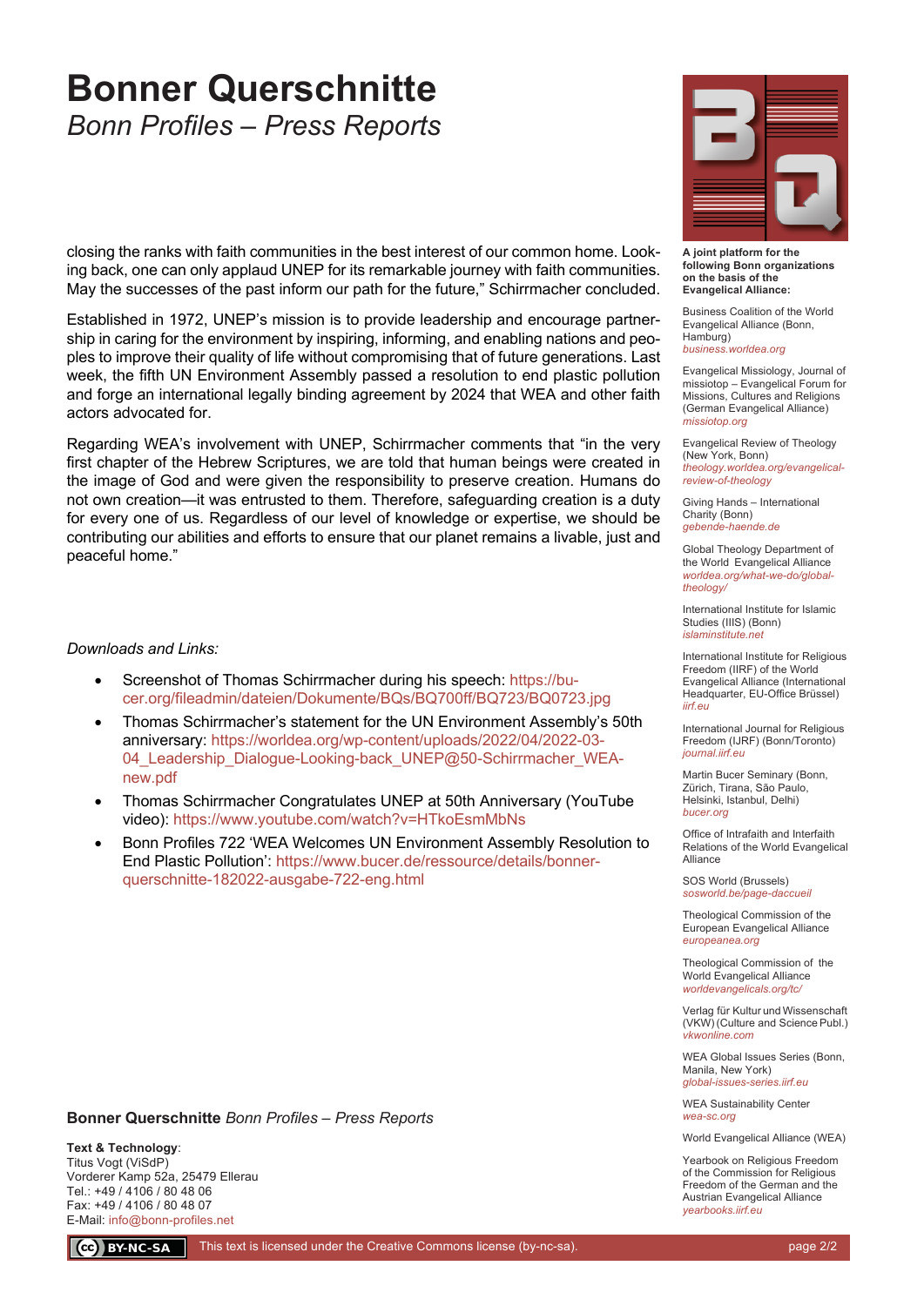# Bonner Querschnitte

*Bonn Profiles – Press Reports*

closing the ranks with faith communities in the best interest of our common home. Looking back, one can only applaud UNEP for its remarkable journey with faith communities. May the successes of the past inform our path for the future," Schirrmacher concluded.

Established in 1972, UNEP's mission is to provide leadership and encourage partnership in caring for the environment by inspiring, informing, and enabling nations and peoples to improve their quality of life without compromising that of future generations. Last week, the fifth UN Environment Assembly passed a resolution to end plastic pollution and forge an international legally binding agreement by 2024 that WEA and other faith actors advocated for.

Regarding WEA's involvement with UNEP, Schirrmacher comments that "in the very first chapter of the Hebrew Scriptures, we are told that human beings were created in the image of God and were given the responsibility to preserve creation. Humans do not own creation—it was entrusted to them. Therefore, safeguarding creation is a duty for every one of us. Regardless of our level of knowledge or expertise, we should be contributing our abilities and efforts to ensure that our planet remains a livable, just and peaceful home."

*Downloads and Links:*

- Screenshot of Thomas Schirrmacher during his speech: https://bucer.org/fileadmin/dateien/Dokumente/BQs/BQ700ff/BQ723/BQ0723.jpg
- Thomas Schirrmacher's statement for the UN Environment Assembly's 50th anniversary: https://worldea.org/wp-content/uploads/2022/04/2022-03-04_Leadership_Dialogue-Looking-back_UNEP@50-Schirrmacher_WEA-new.pdf
- Thomas Schirrmacher Congratulates UNEP at 50th Anniversary (YouTube video): https://www.youtube.com/watch?v=HTkoEsmMbNs
- Bonn Profiles 722 'WEA Welcomes UN Environment Assembly Resolution to End Plastic Pollution': https://www.bucer.de/ressource/details/bonner-querschnitte-182022-ausgabe-722-eng.html

**A joint platform for the following Bonn organizations on the basis of the Evangelical Alliance:**

Business Coalition of the World Evangelical Alliance (Bonn, Hamburg)
*business.worldea.org*

Evangelical Missiology, Journal of missiotop – Evangelical Forum for Missions, Cultures and Religions (German Evangelical Alliance)
*missiotop.org*

Evangelical Review of Theology (New York, Bonn)
*theology.worldea.org/evangelical-review-of-theology*

Giving Hands – International Charity (Bonn)
*gebende-haende.de*

Global Theology Department of the World Evangelical Alliance
*worldea.org/what-we-do/global-theology/*

International Institute for Islamic Studies (IIIS) (Bonn)
*islaminstitute.net*

International Institute for Religious Freedom (IIRF) of the World Evangelical Alliance (International Headquarter, EU-Office Brüssel)
*iirf.eu*

International Journal for Religious Freedom (IJRF) (Bonn/Toronto)
*journal.iirf.eu*

Martin Bucer Seminary (Bonn, Zürich, Tirana, São Paulo, Helsinki, Istanbul, Delhi)
*bucer.org*

Office of Intrafaith and Interfaith Relations of the World Evangelical Alliance

SOS World (Brussels)
*sosworld.be/page-daccueil*

Theological Commission of the European Evangelical Alliance
*europeanea.org*

Theological Commission of the World Evangelical Alliance
*worldevangelicals.org/tc/*

Verlag für Kultur und Wissenschaft (VKW) (Culture and Science Publ.)
*vkwonline.com*

WEA Global Issues Series (Bonn, Manila, New York)
*global-issues-series.iirf.eu*

WEA Sustainability Center
*wea-sc.org*

World Evangelical Alliance (WEA)

Yearbook on Religious Freedom of the Commission for Religious Freedom of the German and the Austrian Evangelical Alliance
*yearbooks.iirf.eu*

**Bonner Querschnitte** *Bonn Profiles – Press Reports*

**Text & Technology**:
Titus Vogt (ViSdP)
Vorderer Kamp 52a, 25479 Ellerau
Tel.: +49 / 4106 / 80 48 06
Fax: +49 / 4106 / 80 48 07
E-Mail: info@bonn-profiles.net

This text is licensed under the Creative Commons license (by-nc-sa).